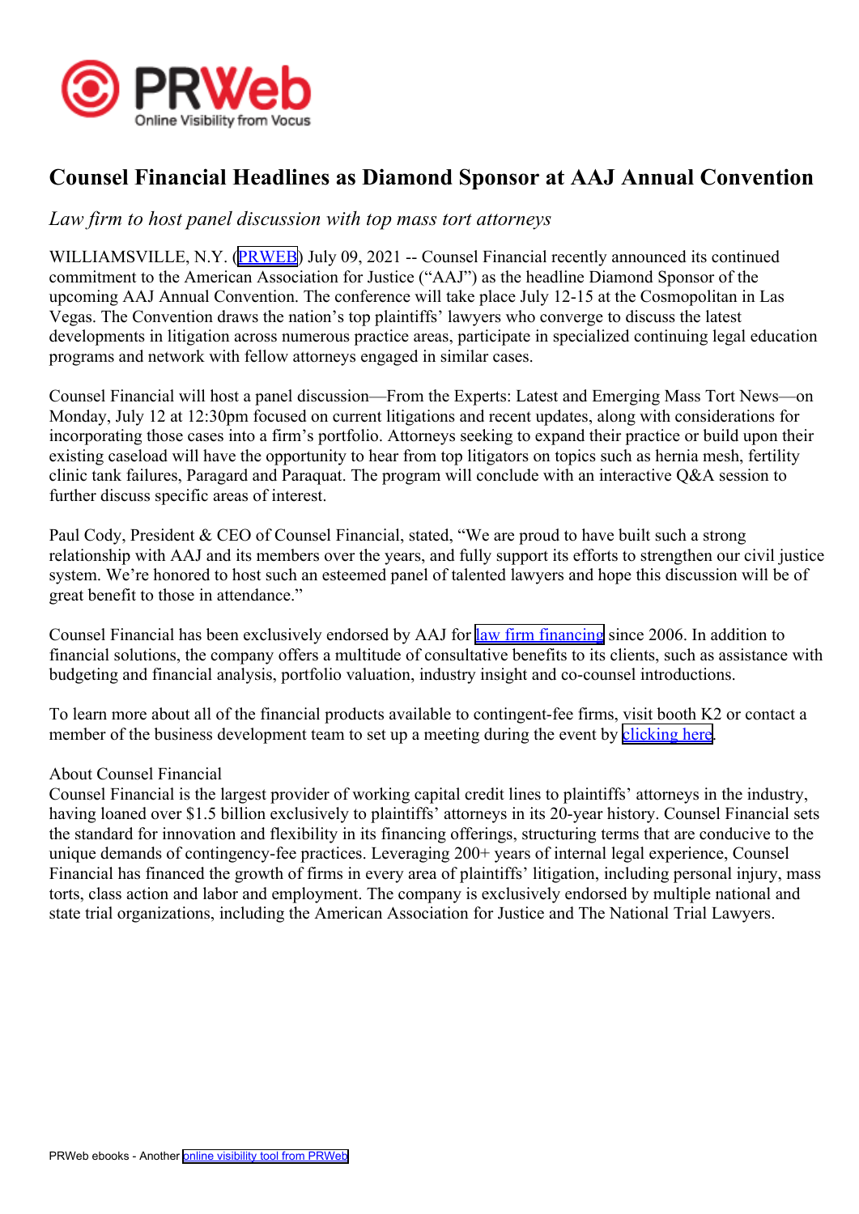# Counsel Financial Headlines as Diamond Sponsor at AAJ Annual Convention

*Law firm to host panel discussion with top mass tort attorneys*

WILLIAMSVILLE, N.Y. (PRWEB) July 09, 2021 -- Counsel Financial recently announced its continued commitment to the American Association for Justice ("AAJ") as the headline Diamond Sponsor of the upcoming AAJ Annual Convention. The conference will take place July 12-15 at the Cosmopolitan in Las Vegas. The Convention draws the nation's top plaintiffs' lawyers who converge to discuss the latest developments in litigation across numerous practice areas, participate in specialized continuing legal education programs and network with fellow attorneys engaged in similar cases.

Counsel Financial will host a panel discussion—From the Experts: Latest and Emerging Mass Tort News—on Monday, July 12 at 12:30pm focused on current litigations and recent updates, along with considerations for incorporating those cases into a firm's portfolio. Attorneys seeking to expand their practice or build upon their existing caseload will have the opportunity to hear from top litigators on topics such as hernia mesh, fertility clinic tank failures, Paragard and Paraquat. The program will conclude with an interactive Q&A session to further discuss specific areas of interest.

Paul Cody, President & CEO of Counsel Financial, stated, "We are proud to have built such a strong relationship with AAJ and its members over the years, and fully support its efforts to strengthen our civil justice system. We're honored to host such an esteemed panel of talented lawyers and hope this discussion will be of great benefit to those in attendance."

Counsel Financial has been exclusively endorsed by AAJ for law firm financing since 2006. In addition to financial solutions, the company offers a multitude of consultative benefits to its clients, such as assistance with budgeting and financial analysis, portfolio valuation, industry insight and co-counsel introductions.

To learn more about all of the financial products available to contingent-fee firms, visit booth K2 or contact a member of the business development team to set up a meeting during the event by clicking here.

About Counsel Financial
Counsel Financial is the largest provider of working capital credit lines to plaintiffs' attorneys in the industry, having loaned over $1.5 billion exclusively to plaintiffs' attorneys in its 20-year history. Counsel Financial sets the standard for innovation and flexibility in its financing offerings, structuring terms that are conducive to the unique demands of contingency-fee practices. Leveraging 200+ years of internal legal experience, Counsel Financial has financed the growth of firms in every area of plaintiffs' litigation, including personal injury, mass torts, class action and labor and employment. The company is exclusively endorsed by multiple national and state trial organizations, including the American Association for Justice and The National Trial Lawyers.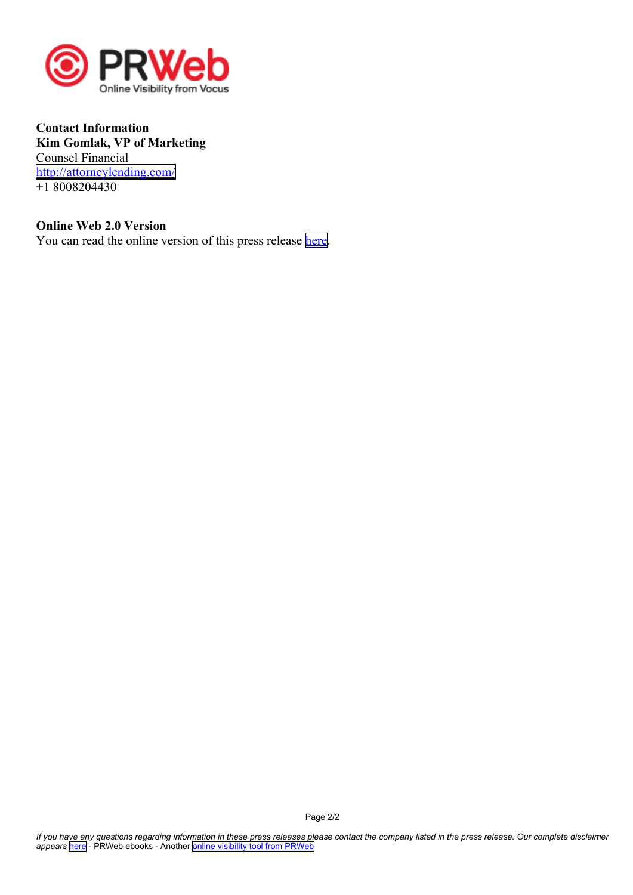**Contact Information**
**Kim Gomlak, VP of Marketing**
Counsel Financial
http://attorneylending.com/
+1 8008204430

**Online Web 2.0 Version**
You can read the online version of this press release here.

*If you have any questions regarding information in these press releases please contact the company listed in the press release. Our complete disclaimer appears* here - PRWeb ebooks - Another online visibility tool from PRWeb